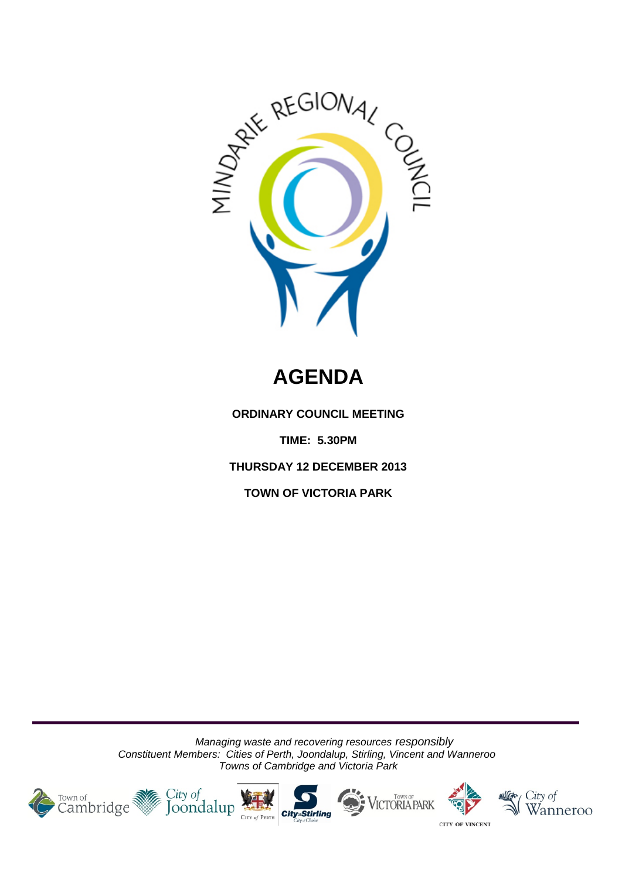# AGENDA

**ORDINARY COUNCIL MEETING**

**TIME: 5.30PM**

**THURSDAY 12 DECEMBER 2013**

**TOWN OF VICTORIA PARK**

---

*Managing waste and recovering resources responsibly*
*Constituent Members: Cities of Perth, Joondalup, Stirling, Vincent and Wanneroo*
*Towns of Cambridge and Victoria Park*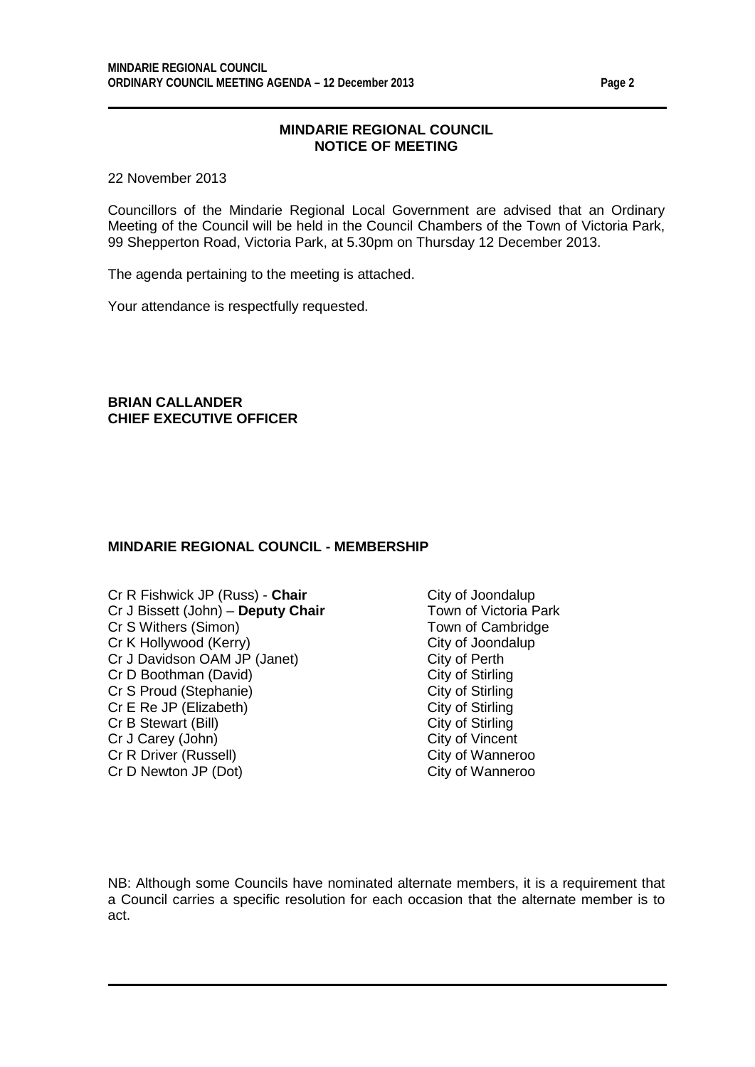## MINDARIE REGIONAL COUNCIL
## NOTICE OF MEETING

22 November 2013

Councillors of the Mindarie Regional Local Government are advised that an Ordinary Meeting of the Council will be held in the Council Chambers of the Town of Victoria Park, 99 Shepperton Road, Victoria Park, at 5.30pm on Thursday 12 December 2013.

The agenda pertaining to the meeting is attached.

Your attendance is respectfully requested.

**BRIAN CALLANDER**
**CHIEF EXECUTIVE OFFICER**

### MINDARIE REGIONAL COUNCIL - MEMBERSHIP

| | |
|---|---|
| Cr R Fishwick JP (Russ) - **Chair** | City of Joondalup |
| Cr J Bissett (John) – **Deputy Chair** | Town of Victoria Park |
| Cr S Withers (Simon) | Town of Cambridge |
| Cr K Hollywood (Kerry) | City of Joondalup |
| Cr J Davidson OAM JP (Janet) | City of Perth |
| Cr D Boothman (David) | City of Stirling |
| Cr S Proud (Stephanie) | City of Stirling |
| Cr E Re JP (Elizabeth) | City of Stirling |
| Cr B Stewart (Bill) | City of Stirling |
| Cr J Carey (John) | City of Vincent |
| Cr R Driver (Russell) | City of Wanneroo |
| Cr D Newton JP (Dot) | City of Wanneroo |

NB: Although some Councils have nominated alternate members, it is a requirement that a Council carries a specific resolution for each occasion that the alternate member is to act.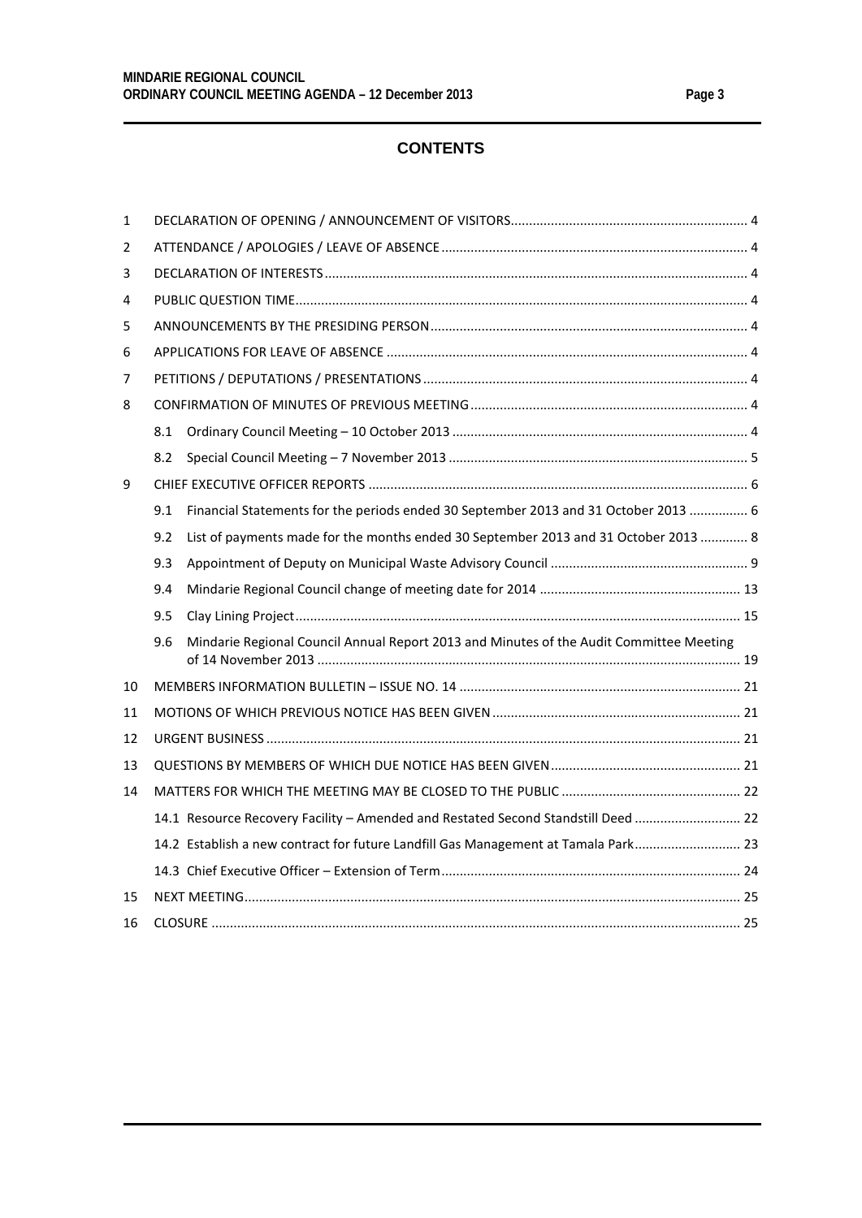## CONTENTS

| | | |
|---|---|---|
| 1 | DECLARATION OF OPENING / ANNOUNCEMENT OF VISITORS | 4 |
| 2 | ATTENDANCE / APOLOGIES / LEAVE OF ABSENCE | 4 |
| 3 | DECLARATION OF INTERESTS | 4 |
| 4 | PUBLIC QUESTION TIME | 4 |
| 5 | ANNOUNCEMENTS BY THE PRESIDING PERSON | 4 |
| 6 | APPLICATIONS FOR LEAVE OF ABSENCE | 4 |
| 7 | PETITIONS / DEPUTATIONS / PRESENTATIONS | 4 |
| 8 | CONFIRMATION OF MINUTES OF PREVIOUS MEETING | 4 |
| 8.1 | Ordinary Council Meeting – 10 October 2013 | 4 |
| 8.2 | Special Council Meeting – 7 November 2013 | 5 |
| 9 | CHIEF EXECUTIVE OFFICER REPORTS | 6 |
| 9.1 | Financial Statements for the periods ended 30 September 2013 and 31 October 2013 | 6 |
| 9.2 | List of payments made for the months ended 30 September 2013 and 31 October 2013 | 8 |
| 9.3 | Appointment of Deputy on Municipal Waste Advisory Council | 9 |
| 9.4 | Mindarie Regional Council change of meeting date for 2014 | 13 |
| 9.5 | Clay Lining Project | 15 |
| 9.6 | Mindarie Regional Council Annual Report 2013 and Minutes of the Audit Committee Meeting of 14 November 2013 | 19 |
| 10 | MEMBERS INFORMATION BULLETIN – ISSUE NO. 14 | 21 |
| 11 | MOTIONS OF WHICH PREVIOUS NOTICE HAS BEEN GIVEN | 21 |
| 12 | URGENT BUSINESS | 21 |
| 13 | QUESTIONS BY MEMBERS OF WHICH DUE NOTICE HAS BEEN GIVEN | 21 |
| 14 | MATTERS FOR WHICH THE MEETING MAY BE CLOSED TO THE PUBLIC | 22 |
| 14.1 | Resource Recovery Facility – Amended and Restated Second Standstill Deed | 22 |
| 14.2 | Establish a new contract for future Landfill Gas Management at Tamala Park | 23 |
| 14.3 | Chief Executive Officer – Extension of Term | 24 |
| 15 | NEXT MEETING | 25 |
| 16 | CLOSURE | 25 |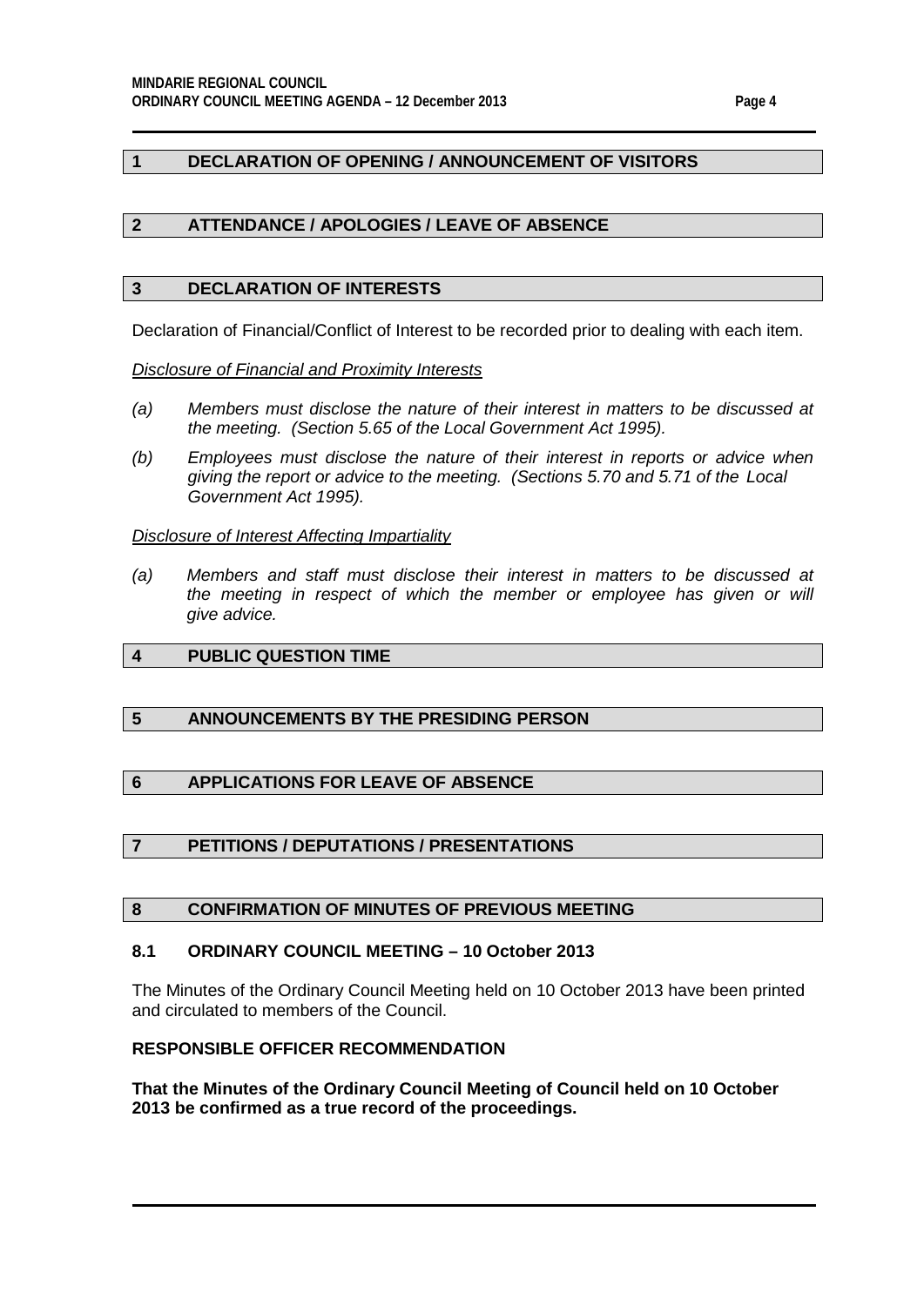## 1 DECLARATION OF OPENING / ANNOUNCEMENT OF VISITORS

## 2 ATTENDANCE / APOLOGIES / LEAVE OF ABSENCE

## 3 DECLARATION OF INTERESTS

Declaration of Financial/Conflict of Interest to be recorded prior to dealing with each item.

*Disclosure of Financial and Proximity Interests*

*(a) Members must disclose the nature of their interest in matters to be discussed at the meeting. (Section 5.65 of the Local Government Act 1995).*

*(b) Employees must disclose the nature of their interest in reports or advice when giving the report or advice to the meeting. (Sections 5.70 and 5.71 of the Local Government Act 1995).*

*Disclosure of Interest Affecting Impartiality*

*(a) Members and staff must disclose their interest in matters to be discussed at the meeting in respect of which the member or employee has given or will give advice.*

## 4 PUBLIC QUESTION TIME

## 5 ANNOUNCEMENTS BY THE PRESIDING PERSON

## 6 APPLICATIONS FOR LEAVE OF ABSENCE

## 7 PETITIONS / DEPUTATIONS / PRESENTATIONS

## 8 CONFIRMATION OF MINUTES OF PREVIOUS MEETING

### 8.1 ORDINARY COUNCIL MEETING – 10 October 2013

The Minutes of the Ordinary Council Meeting held on 10 October 2013 have been printed and circulated to members of the Council.

**RESPONSIBLE OFFICER RECOMMENDATION**

**That the Minutes of the Ordinary Council Meeting of Council held on 10 October 2013 be confirmed as a true record of the proceedings.**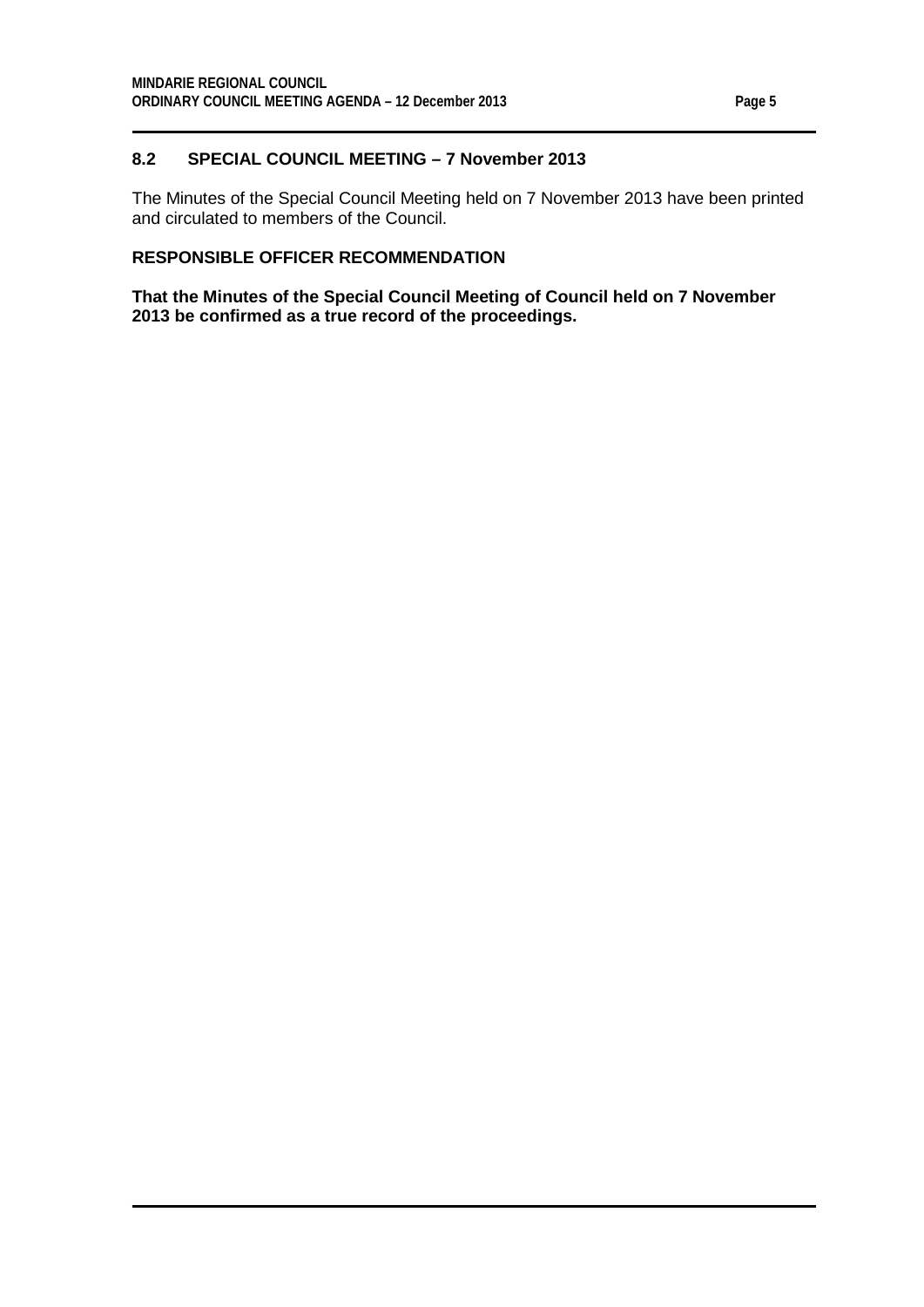## 8.2 SPECIAL COUNCIL MEETING – 7 November 2013

The Minutes of the Special Council Meeting held on 7 November 2013 have been printed and circulated to members of the Council.

**RESPONSIBLE OFFICER RECOMMENDATION**

**That the Minutes of the Special Council Meeting of Council held on 7 November 2013 be confirmed as a true record of the proceedings.**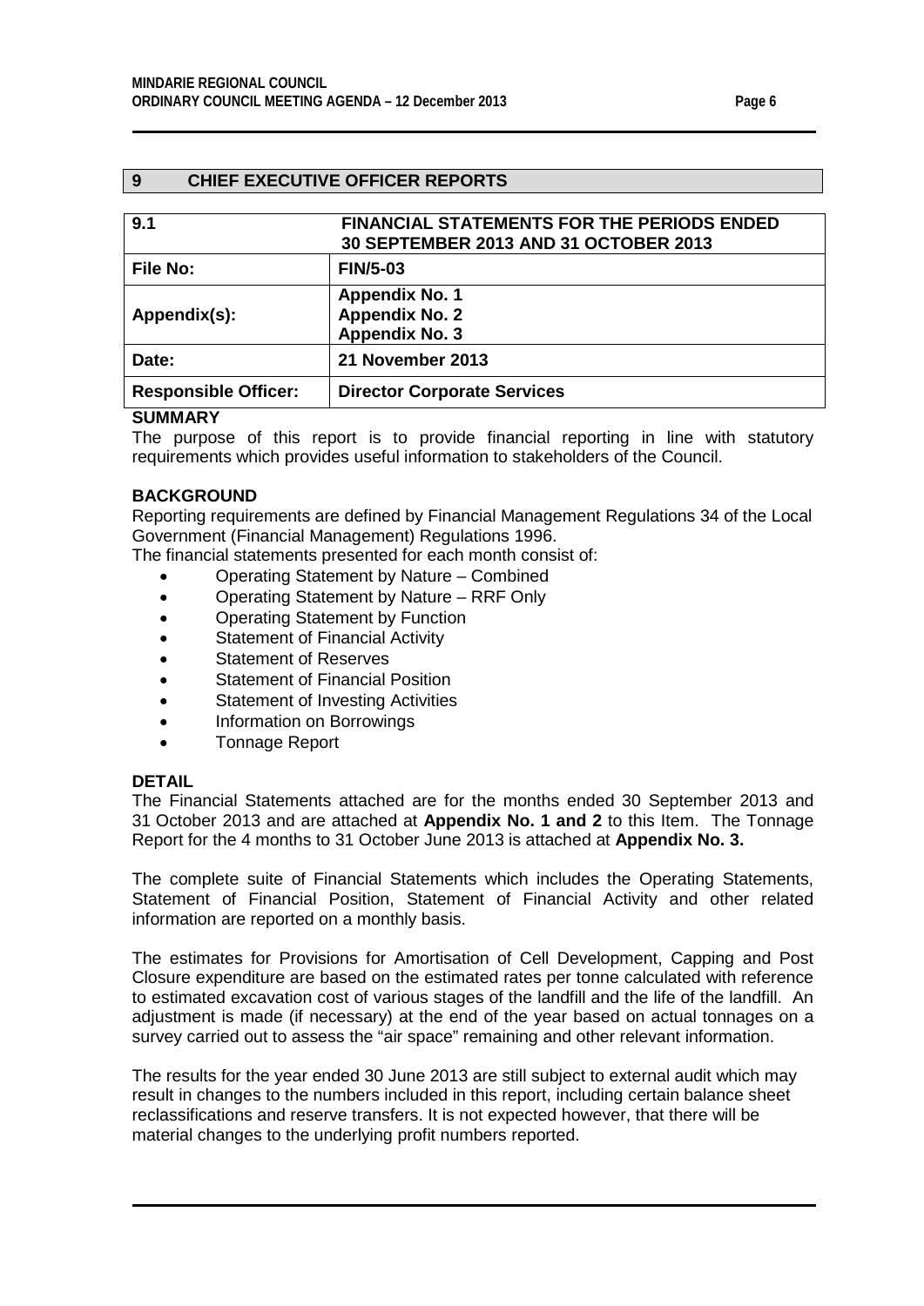## 9 CHIEF EXECUTIVE OFFICER REPORTS

| 9.1 | FINANCIAL STATEMENTS FOR THE PERIODS ENDED 30 SEPTEMBER 2013 AND 31 OCTOBER 2013 |
|---|---|
| **File No:** | **FIN/5-03** |
| **Appendix(s):** | **Appendix No. 1**<br>**Appendix No. 2**<br>**Appendix No. 3** |
| **Date:** | **21 November 2013** |
| **Responsible Officer:** | **Director Corporate Services** |

**SUMMARY**

The purpose of this report is to provide financial reporting in line with statutory requirements which provides useful information to stakeholders of the Council.

**BACKGROUND**

Reporting requirements are defined by Financial Management Regulations 34 of the Local Government (Financial Management) Regulations 1996.

The financial statements presented for each month consist of:

- Operating Statement by Nature – Combined
- Operating Statement by Nature – RRF Only
- Operating Statement by Function
- Statement of Financial Activity
- Statement of Reserves
- Statement of Financial Position
- Statement of Investing Activities
- Information on Borrowings
- Tonnage Report

**DETAIL**

The Financial Statements attached are for the months ended 30 September 2013 and 31 October 2013 and are attached at **Appendix No. 1 and 2** to this Item. The Tonnage Report for the 4 months to 31 October June 2013 is attached at **Appendix No. 3.**

The complete suite of Financial Statements which includes the Operating Statements, Statement of Financial Position, Statement of Financial Activity and other related information are reported on a monthly basis.

The estimates for Provisions for Amortisation of Cell Development, Capping and Post Closure expenditure are based on the estimated rates per tonne calculated with reference to estimated excavation cost of various stages of the landfill and the life of the landfill. An adjustment is made (if necessary) at the end of the year based on actual tonnages on a survey carried out to assess the "air space" remaining and other relevant information.

The results for the year ended 30 June 2013 are still subject to external audit which may result in changes to the numbers included in this report, including certain balance sheet reclassifications and reserve transfers. It is not expected however, that there will be material changes to the underlying profit numbers reported.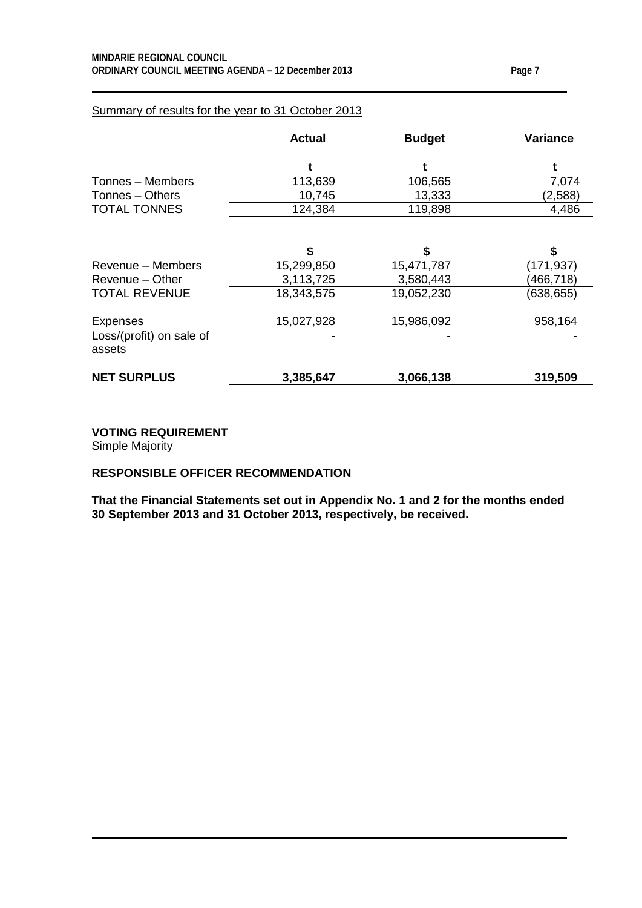Summary of results for the year to 31 October 2013

| | Actual | Budget | Variance |
|---|---|---|---|
| | t | t | t |
| Tonnes – Members | 113,639 | 106,565 | 7,074 |
| Tonnes – Others | 10,745 | 13,333 | (2,588) |
| TOTAL TONNES | 124,384 | 119,898 | 4,486 |
| | | | |
| | $ | $ | $ |
| Revenue – Members | 15,299,850 | 15,471,787 | (171,937) |
| Revenue – Other | 3,113,725 | 3,580,443 | (466,718) |
| TOTAL REVENUE | 18,343,575 | 19,052,230 | (638,655) |
| | | | |
| Expenses | 15,027,928 | 15,986,092 | 958,164 |
| Loss/(profit) on sale of assets | - | - | - |
| | | | |
| **NET SURPLUS** | **3,385,647** | **3,066,138** | **319,509** |

**VOTING REQUIREMENT**

Simple Majority

**RESPONSIBLE OFFICER RECOMMENDATION**

**That the Financial Statements set out in Appendix No. 1 and 2 for the months ended 30 September 2013 and 31 October 2013, respectively, be received.**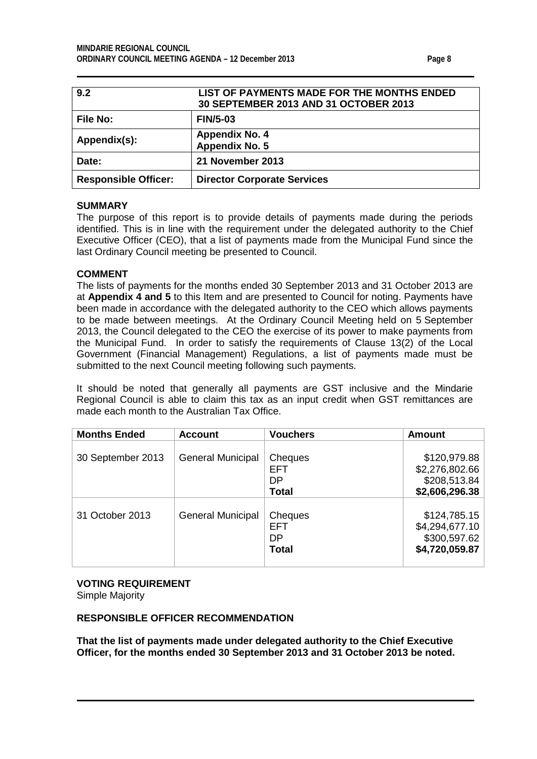| 9.2 | LIST OF PAYMENTS MADE FOR THE MONTHS ENDED 30 SEPTEMBER 2013 AND 31 OCTOBER 2013 |
|---|---|
| **File No:** | **FIN/5-03** |
| **Appendix(s):** | **Appendix No. 4**<br>**Appendix No. 5** |
| **Date:** | **21 November 2013** |
| **Responsible Officer:** | **Director Corporate Services** |

### SUMMARY

The purpose of this report is to provide details of payments made during the periods identified. This is in line with the requirement under the delegated authority to the Chief Executive Officer (CEO), that a list of payments made from the Municipal Fund since the last Ordinary Council meeting be presented to Council.

### COMMENT

The lists of payments for the months ended 30 September 2013 and 31 October 2013 are at **Appendix 4 and 5** to this Item and are presented to Council for noting. Payments have been made in accordance with the delegated authority to the CEO which allows payments to be made between meetings. At the Ordinary Council Meeting held on 5 September 2013, the Council delegated to the CEO the exercise of its power to make payments from the Municipal Fund. In order to satisfy the requirements of Clause 13(2) of the Local Government (Financial Management) Regulations, a list of payments made must be submitted to the next Council meeting following such payments.

It should be noted that generally all payments are GST inclusive and the Mindarie Regional Council is able to claim this tax as an input credit when GST remittances are made each month to the Australian Tax Office.

| Months Ended | Account | Vouchers | Amount |
|---|---|---|---|
| 30 September 2013 | General Municipal | Cheques<br>EFT<br>DP<br>**Total** | \$120,979.88<br>\$2,276,802.66<br>\$208,513.84<br>**\$2,606,296.38** |
| 31 October 2013 | General Municipal | Cheques<br>EFT<br>DP<br>**Total** | \$124,785.15<br>\$4,294,677.10<br>\$300,597.62<br>**\$4,720,059.87** |

### VOTING REQUIREMENT

Simple Majority

### RESPONSIBLE OFFICER RECOMMENDATION

**That the list of payments made under delegated authority to the Chief Executive Officer, for the months ended 30 September 2013 and 31 October 2013 be noted.**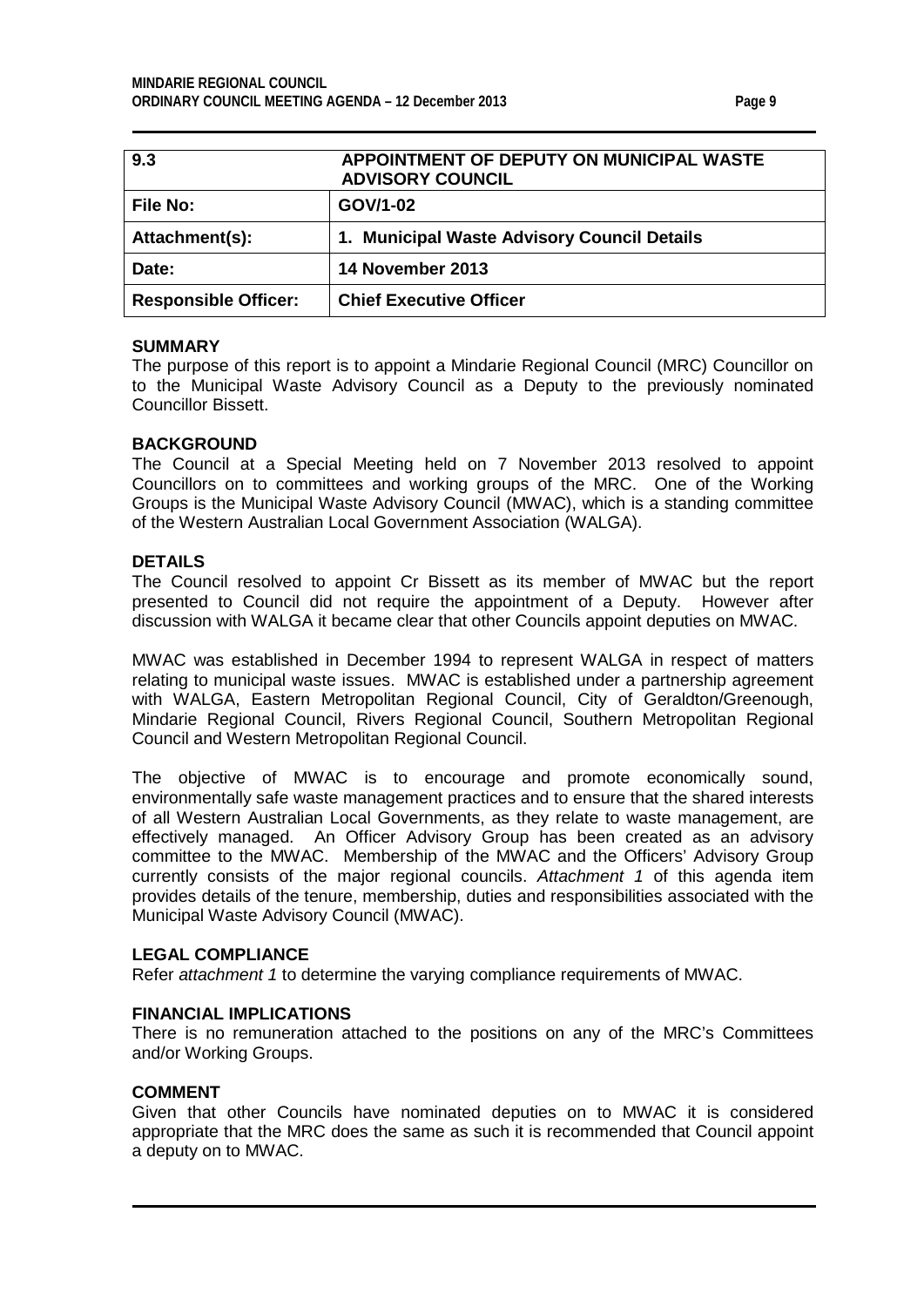| 9.3 | APPOINTMENT OF DEPUTY ON MUNICIPAL WASTE ADVISORY COUNCIL |
|---|---|
| **File No:** | **GOV/1-02** |
| **Attachment(s):** | **1. Municipal Waste Advisory Council Details** |
| **Date:** | **14 November 2013** |
| **Responsible Officer:** | **Chief Executive Officer** |

### SUMMARY

The purpose of this report is to appoint a Mindarie Regional Council (MRC) Councillor on to the Municipal Waste Advisory Council as a Deputy to the previously nominated Councillor Bissett.

### BACKGROUND

The Council at a Special Meeting held on 7 November 2013 resolved to appoint Councillors on to committees and working groups of the MRC. One of the Working Groups is the Municipal Waste Advisory Council (MWAC), which is a standing committee of the Western Australian Local Government Association (WALGA).

### DETAILS

The Council resolved to appoint Cr Bissett as its member of MWAC but the report presented to Council did not require the appointment of a Deputy. However after discussion with WALGA it became clear that other Councils appoint deputies on MWAC.

MWAC was established in December 1994 to represent WALGA in respect of matters relating to municipal waste issues. MWAC is established under a partnership agreement with WALGA, Eastern Metropolitan Regional Council, City of Geraldton/Greenough, Mindarie Regional Council, Rivers Regional Council, Southern Metropolitan Regional Council and Western Metropolitan Regional Council.

The objective of MWAC is to encourage and promote economically sound, environmentally safe waste management practices and to ensure that the shared interests of all Western Australian Local Governments, as they relate to waste management, are effectively managed. An Officer Advisory Group has been created as an advisory committee to the MWAC. Membership of the MWAC and the Officers' Advisory Group currently consists of the major regional councils. *Attachment 1* of this agenda item provides details of the tenure, membership, duties and responsibilities associated with the Municipal Waste Advisory Council (MWAC).

### LEGAL COMPLIANCE

Refer *attachment 1* to determine the varying compliance requirements of MWAC.

### FINANCIAL IMPLICATIONS

There is no remuneration attached to the positions on any of the MRC's Committees and/or Working Groups.

### COMMENT

Given that other Councils have nominated deputies on to MWAC it is considered appropriate that the MRC does the same as such it is recommended that Council appoint a deputy on to MWAC.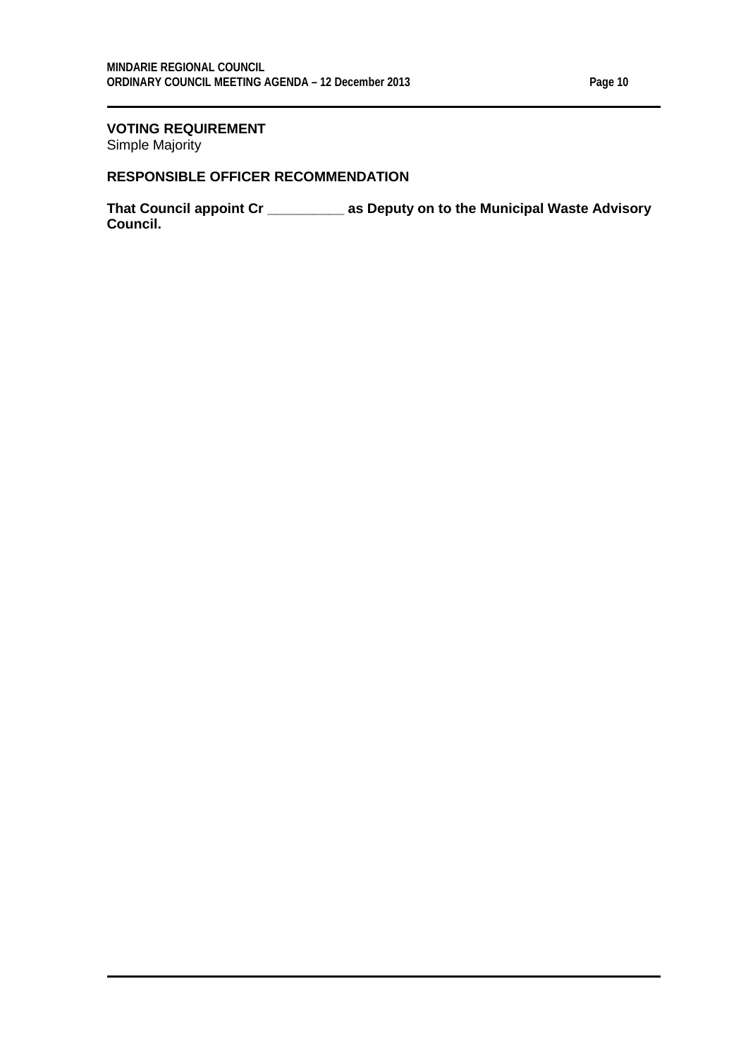**VOTING REQUIREMENT**
Simple Majority

**RESPONSIBLE OFFICER RECOMMENDATION**

**That Council appoint Cr __________ as Deputy on to the Municipal Waste Advisory Council.**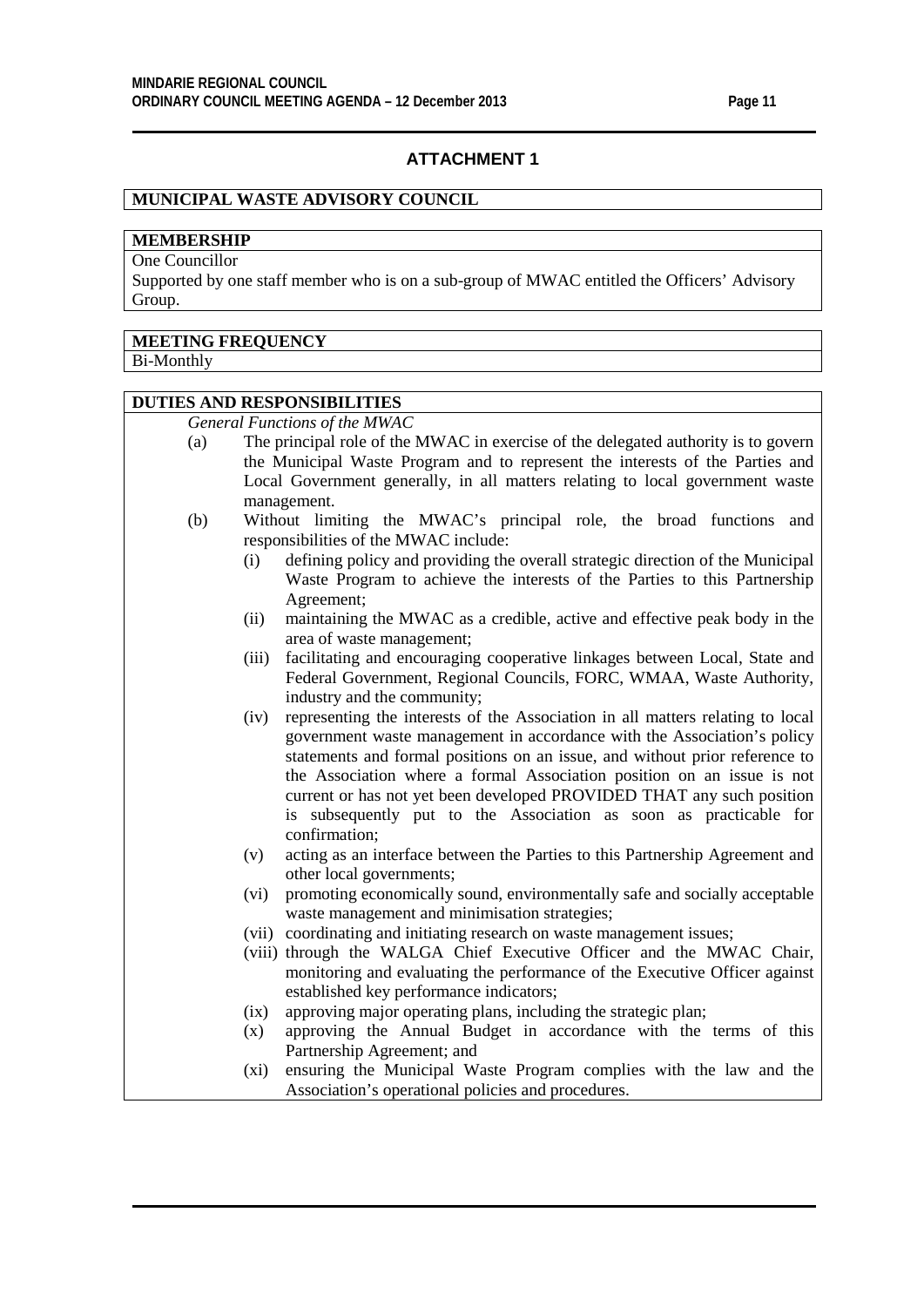## ATTACHMENT 1

**MUNICIPAL WASTE ADVISORY COUNCIL**

**MEMBERSHIP**

One Councillor

Supported by one staff member who is on a sub-group of MWAC entitled the Officers' Advisory Group.

**MEETING FREQUENCY**

Bi-Monthly

**DUTIES AND RESPONSIBILITIES**

*General Functions of the MWAC*

(a) The principal role of the MWAC in exercise of the delegated authority is to govern the Municipal Waste Program and to represent the interests of the Parties and Local Government generally, in all matters relating to local government waste management.

(b) Without limiting the MWAC's principal role, the broad functions and responsibilities of the MWAC include:

  (i) defining policy and providing the overall strategic direction of the Municipal Waste Program to achieve the interests of the Parties to this Partnership Agreement;

  (ii) maintaining the MWAC as a credible, active and effective peak body in the area of waste management;

  (iii) facilitating and encouraging cooperative linkages between Local, State and Federal Government, Regional Councils, FORC, WMAA, Waste Authority, industry and the community;

  (iv) representing the interests of the Association in all matters relating to local government waste management in accordance with the Association's policy statements and formal positions on an issue, and without prior reference to the Association where a formal Association position on an issue is not current or has not yet been developed PROVIDED THAT any such position is subsequently put to the Association as soon as practicable for confirmation;

  (v) acting as an interface between the Parties to this Partnership Agreement and other local governments;

  (vi) promoting economically sound, environmentally safe and socially acceptable waste management and minimisation strategies;

  (vii) coordinating and initiating research on waste management issues;

  (viii) through the WALGA Chief Executive Officer and the MWAC Chair, monitoring and evaluating the performance of the Executive Officer against established key performance indicators;

  (ix) approving major operating plans, including the strategic plan;

  (x) approving the Annual Budget in accordance with the terms of this Partnership Agreement; and

  (xi) ensuring the Municipal Waste Program complies with the law and the Association's operational policies and procedures.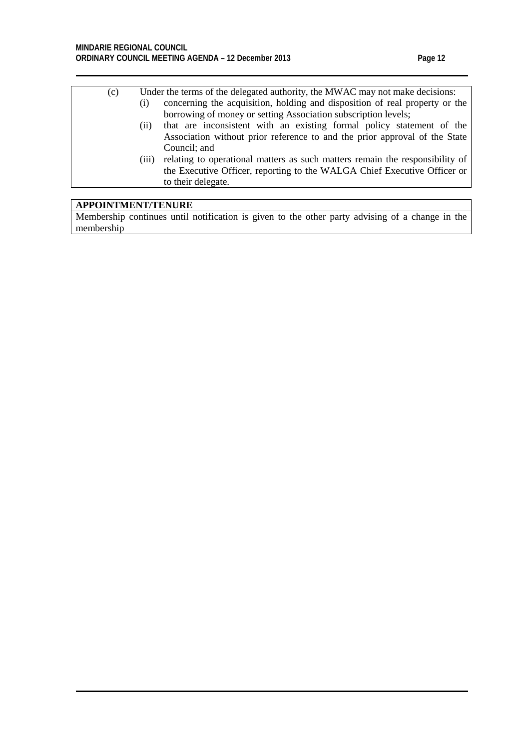(c) Under the terms of the delegated authority, the MWAC may not make decisions:

   (i) concerning the acquisition, holding and disposition of real property or the borrowing of money or setting Association subscription levels;

   (ii) that are inconsistent with an existing formal policy statement of the Association without prior reference to and the prior approval of the State Council; and

   (iii) relating to operational matters as such matters remain the responsibility of the Executive Officer, reporting to the WALGA Chief Executive Officer or to their delegate.

**APPOINTMENT/TENURE**

Membership continues until notification is given to the other party advising of a change in the membership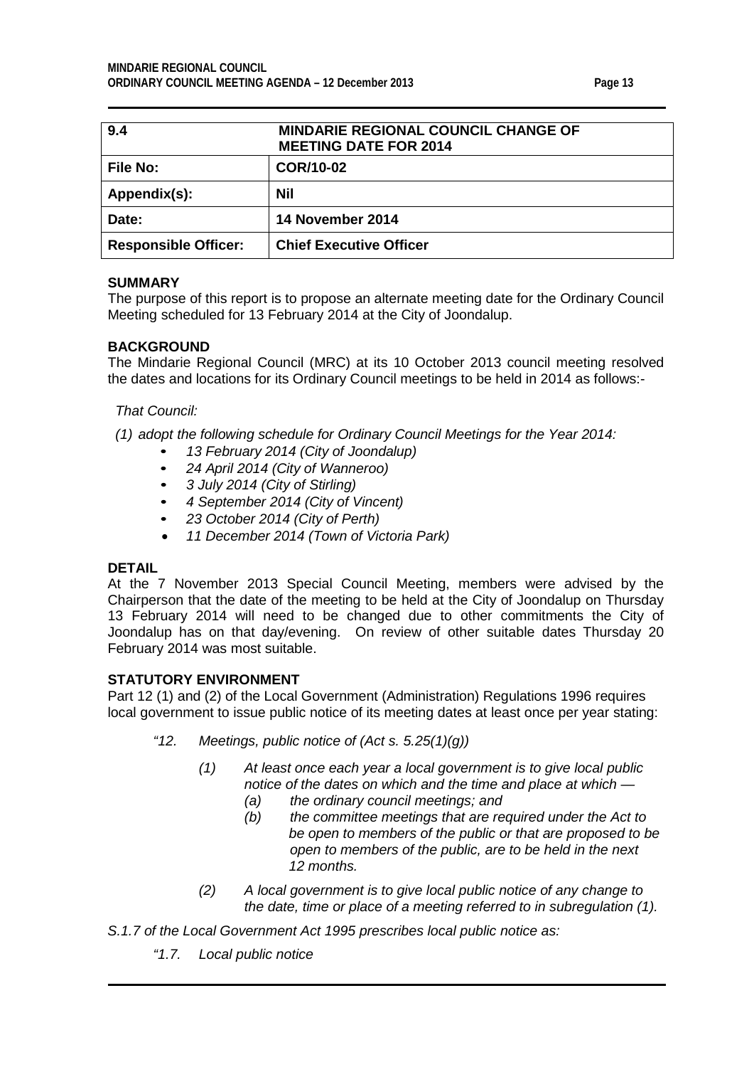| 9.4 | MINDARIE REGIONAL COUNCIL CHANGE OF MEETING DATE FOR 2014 |
|---|---|
| **File No:** | **COR/10-02** |
| **Appendix(s):** | **Nil** |
| **Date:** | **14 November 2014** |
| **Responsible Officer:** | **Chief Executive Officer** |

**SUMMARY**

The purpose of this report is to propose an alternate meeting date for the Ordinary Council Meeting scheduled for 13 February 2014 at the City of Joondalup.

**BACKGROUND**

The Mindarie Regional Council (MRC) at its 10 October 2013 council meeting resolved the dates and locations for its Ordinary Council meetings to be held in 2014 as follows:-

*That Council:*

*(1) adopt the following schedule for Ordinary Council Meetings for the Year 2014:*

- *13 February 2014 (City of Joondalup)*
- *24 April 2014 (City of Wanneroo)*
- *3 July 2014 (City of Stirling)*
- *4 September 2014 (City of Vincent)*
- *23 October 2014 (City of Perth)*
- *11 December 2014 (Town of Victoria Park)*

**DETAIL**

At the 7 November 2013 Special Council Meeting, members were advised by the Chairperson that the date of the meeting to be held at the City of Joondalup on Thursday 13 February 2014 will need to be changed due to other commitments the City of Joondalup has on that day/evening. On review of other suitable dates Thursday 20 February 2014 was most suitable.

**STATUTORY ENVIRONMENT**

Part 12 (1) and (2) of the Local Government (Administration) Regulations 1996 requires local government to issue public notice of its meeting dates at least once per year stating:

*"12. Meetings, public notice of (Act s. 5.25(1)(g))*

*(1) At least once each year a local government is to give local public notice of the dates on which and the time and place at which —*

*(a) the ordinary council meetings; and*

*(b) the committee meetings that are required under the Act to be open to members of the public or that are proposed to be open to members of the public, are to be held in the next 12 months.*

*(2) A local government is to give local public notice of any change to the date, time or place of a meeting referred to in subregulation (1).*

*S.1.7 of the Local Government Act 1995 prescribes local public notice as:*

*"1.7. Local public notice*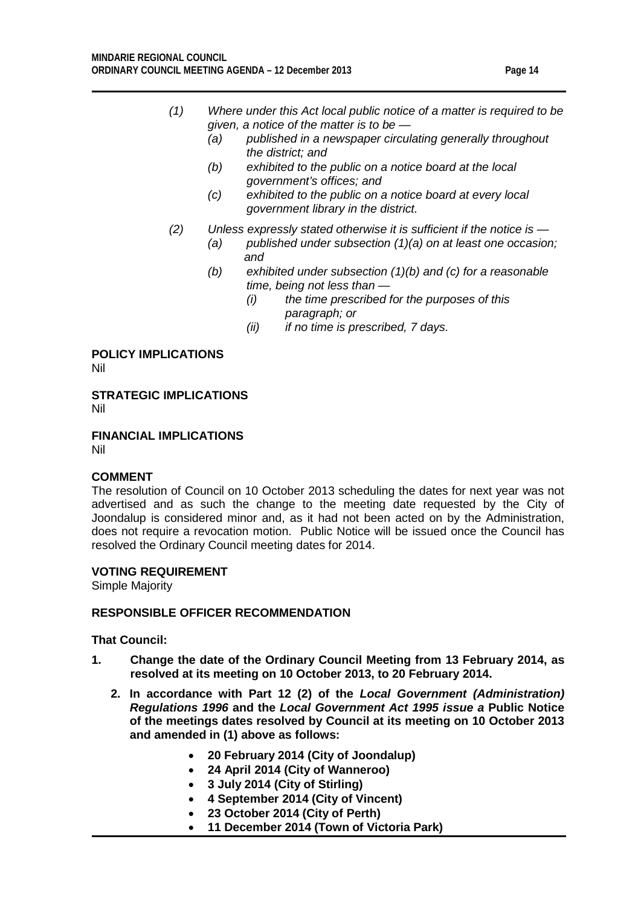*(1) Where under this Act local public notice of a matter is required to be given, a notice of the matter is to be —*

- *(a) published in a newspaper circulating generally throughout the district; and*
- *(b) exhibited to the public on a notice board at the local government's offices; and*
- *(c) exhibited to the public on a notice board at every local government library in the district.*

*(2) Unless expressly stated otherwise it is sufficient if the notice is —*

- *(a) published under subsection (1)(a) on at least one occasion; and*
- *(b) exhibited under subsection (1)(b) and (c) for a reasonable time, being not less than —*
  - *(i) the time prescribed for the purposes of this paragraph; or*
  - *(ii) if no time is prescribed, 7 days.*

**POLICY IMPLICATIONS**
Nil

**STRATEGIC IMPLICATIONS**
Nil

**FINANCIAL IMPLICATIONS**
Nil

**COMMENT**
The resolution of Council on 10 October 2013 scheduling the dates for next year was not advertised and as such the change to the meeting date requested by the City of Joondalup is considered minor and, as it had not been acted on by the Administration, does not require a revocation motion. Public Notice will be issued once the Council has resolved the Ordinary Council meeting dates for 2014.

**VOTING REQUIREMENT**
Simple Majority

**RESPONSIBLE OFFICER RECOMMENDATION**

**That Council:**

1. **Change the date of the Ordinary Council Meeting from 13 February 2014, as resolved at its meeting on 10 October 2013, to 20 February 2014.**
2. **In accordance with Part 12 (2) of the *Local Government (Administration) Regulations 1996* and the *Local Government Act 1995 issue a* Public Notice of the meetings dates resolved by Council at its meeting on 10 October 2013 and amended in (1) above as follows:**
   - **20 February 2014 (City of Joondalup)**
   - **24 April 2014 (City of Wanneroo)**
   - **3 July 2014 (City of Stirling)**
   - **4 September 2014 (City of Vincent)**
   - **23 October 2014 (City of Perth)**
   - **11 December 2014 (Town of Victoria Park)**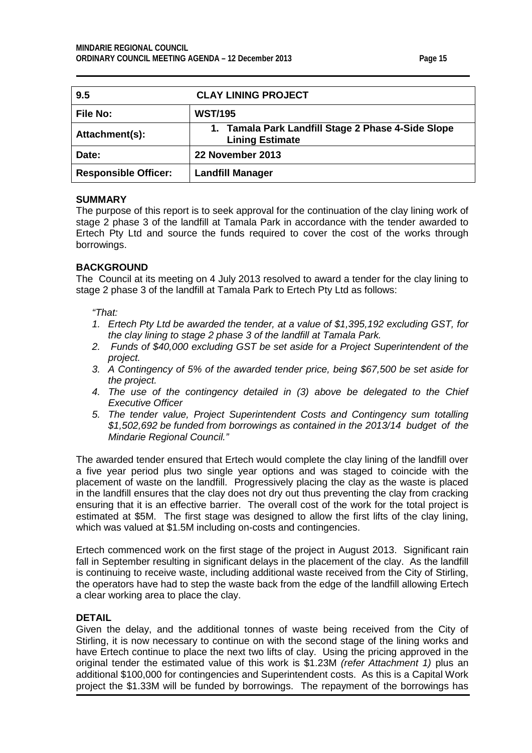| 9.5 | CLAY LINING PROJECT |
|---|---|
| **File No:** | **WST/195** |
| **Attachment(s):** | **1. Tamala Park Landfill Stage 2 Phase 4-Side Slope Lining Estimate** |
| **Date:** | **22 November 2013** |
| **Responsible Officer:** | **Landfill Manager** |

**SUMMARY**

The purpose of this report is to seek approval for the continuation of the clay lining work of stage 2 phase 3 of the landfill at Tamala Park in accordance with the tender awarded to Ertech Pty Ltd and source the funds required to cover the cost of the works through borrowings.

**BACKGROUND**

The Council at its meeting on 4 July 2013 resolved to award a tender for the clay lining to stage 2 phase 3 of the landfill at Tamala Park to Ertech Pty Ltd as follows:

*"That:*

1. *Ertech Pty Ltd be awarded the tender, at a value of $1,395,192 excluding GST, for the clay lining to stage 2 phase 3 of the landfill at Tamala Park.*
2. *Funds of $40,000 excluding GST be set aside for a Project Superintendent of the project.*
3. *A Contingency of 5% of the awarded tender price, being $67,500 be set aside for the project.*
4. *The use of the contingency detailed in (3) above be delegated to the Chief Executive Officer*
5. *The tender value, Project Superintendent Costs and Contingency sum totalling $1,502,692 be funded from borrowings as contained in the 2013/14 budget of the Mindarie Regional Council."*

The awarded tender ensured that Ertech would complete the clay lining of the landfill over a five year period plus two single year options and was staged to coincide with the placement of waste on the landfill. Progressively placing the clay as the waste is placed in the landfill ensures that the clay does not dry out thus preventing the clay from cracking ensuring that it is an effective barrier. The overall cost of the work for the total project is estimated at $5M. The first stage was designed to allow the first lifts of the clay lining, which was valued at $1.5M including on-costs and contingencies.

Ertech commenced work on the first stage of the project in August 2013. Significant rain fall in September resulting in significant delays in the placement of the clay. As the landfill is continuing to receive waste, including additional waste received from the City of Stirling, the operators have had to step the waste back from the edge of the landfill allowing Ertech a clear working area to place the clay.

**DETAIL**

Given the delay, and the additional tonnes of waste being received from the City of Stirling, it is now necessary to continue on with the second stage of the lining works and have Ertech continue to place the next two lifts of clay. Using the pricing approved in the original tender the estimated value of this work is $1.23M *(refer Attachment 1)* plus an additional $100,000 for contingencies and Superintendent costs. As this is a Capital Work project the $1.33M will be funded by borrowings. The repayment of the borrowings has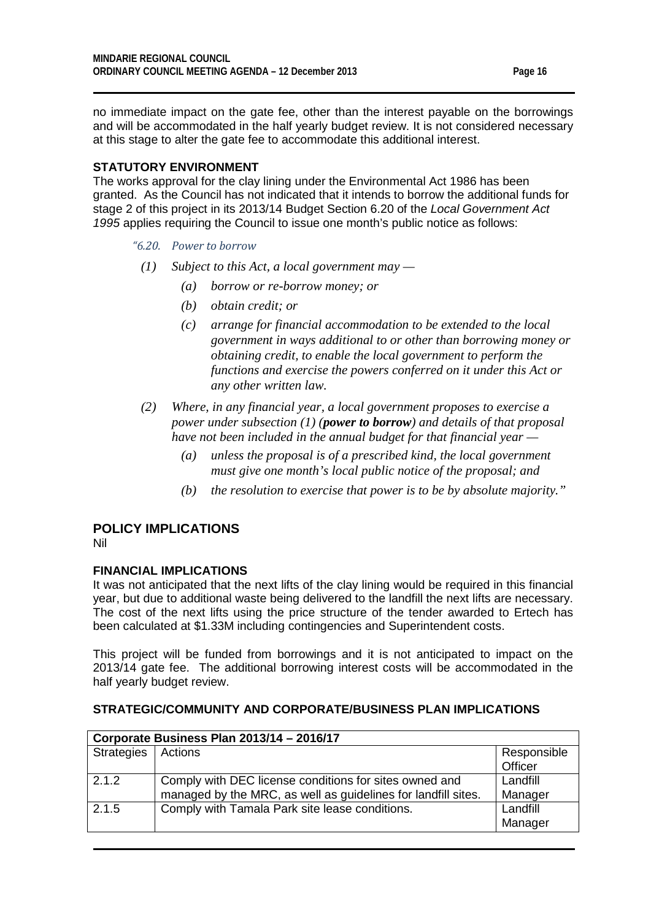no immediate impact on the gate fee, other than the interest payable on the borrowings and will be accommodated in the half yearly budget review. It is not considered necessary at this stage to alter the gate fee to accommodate this additional interest.

**STATUTORY ENVIRONMENT**

The works approval for the clay lining under the Environmental Act 1986 has been granted. As the Council has not indicated that it intends to borrow the additional funds for stage 2 of this project in its 2013/14 Budget Section 6.20 of the *Local Government Act 1995* applies requiring the Council to issue one month's public notice as follows:

> *"6.20. Power to borrow*
>
> *(1) Subject to this Act, a local government may —*
>
> > *(a) borrow or re-borrow money; or*
> >
> > *(b) obtain credit; or*
> >
> > *(c) arrange for financial accommodation to be extended to the local government in ways additional to or other than borrowing money or obtaining credit, to enable the local government to perform the functions and exercise the powers conferred on it under this Act or any other written law.*
>
> *(2) Where, in any financial year, a local government proposes to exercise a power under subsection (1) (**power to borrow**) and details of that proposal have not been included in the annual budget for that financial year —*
>
> > *(a) unless the proposal is of a prescribed kind, the local government must give one month's local public notice of the proposal; and*
> >
> > *(b) the resolution to exercise that power is to be by absolute majority."*

## POLICY IMPLICATIONS

Nil

**FINANCIAL IMPLICATIONS**

It was not anticipated that the next lifts of the clay lining would be required in this financial year, but due to additional waste being delivered to the landfill the next lifts are necessary. The cost of the next lifts using the price structure of the tender awarded to Ertech has been calculated at $1.33M including contingencies and Superintendent costs.

This project will be funded from borrowings and it is not anticipated to impact on the 2013/14 gate fee. The additional borrowing interest costs will be accommodated in the half yearly budget review.

**STRATEGIC/COMMUNITY AND CORPORATE/BUSINESS PLAN IMPLICATIONS**

| Corporate Business Plan 2013/14 – 2016/17 | | |
|---|---|---|
| Strategies | Actions | Responsible Officer |
| 2.1.2 | Comply with DEC license conditions for sites owned and managed by the MRC, as well as guidelines for landfill sites. | Landfill Manager |
| 2.1.5 | Comply with Tamala Park site lease conditions. | Landfill Manager |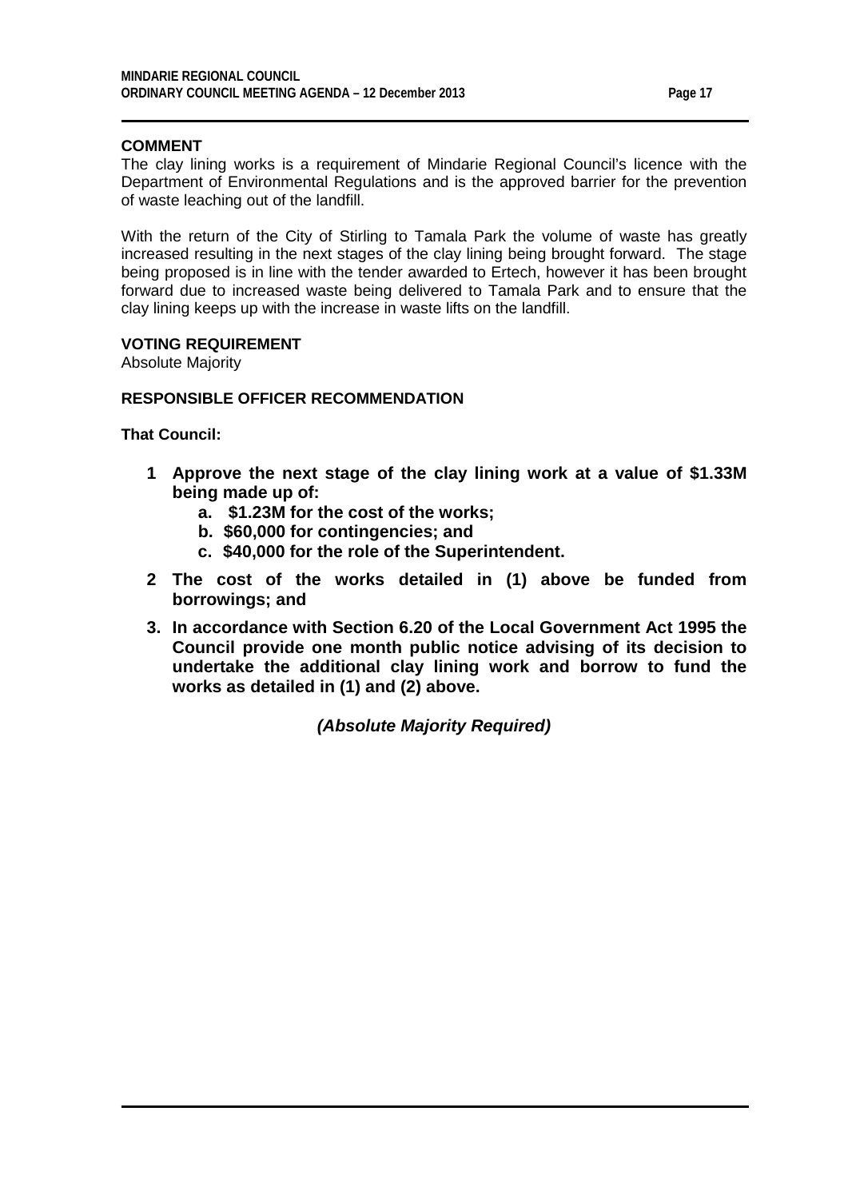**COMMENT**

The clay lining works is a requirement of Mindarie Regional Council's licence with the Department of Environmental Regulations and is the approved barrier for the prevention of waste leaching out of the landfill.

With the return of the City of Stirling to Tamala Park the volume of waste has greatly increased resulting in the next stages of the clay lining being brought forward. The stage being proposed is in line with the tender awarded to Ertech, however it has been brought forward due to increased waste being delivered to Tamala Park and to ensure that the clay lining keeps up with the increase in waste lifts on the landfill.

**VOTING REQUIREMENT**

Absolute Majority

**RESPONSIBLE OFFICER RECOMMENDATION**

**That Council:**

1. **Approve the next stage of the clay lining work at a value of $1.33M being made up of:**
   a. **$1.23M for the cost of the works;**
   b. **$60,000 for contingencies; and**
   c. **$40,000 for the role of the Superintendent.**
2. **The cost of the works detailed in (1) above be funded from borrowings; and**
3. **In accordance with Section 6.20 of the Local Government Act 1995 the Council provide one month public notice advising of its decision to undertake the additional clay lining work and borrow to fund the works as detailed in (1) and (2) above.**

***(Absolute Majority Required)***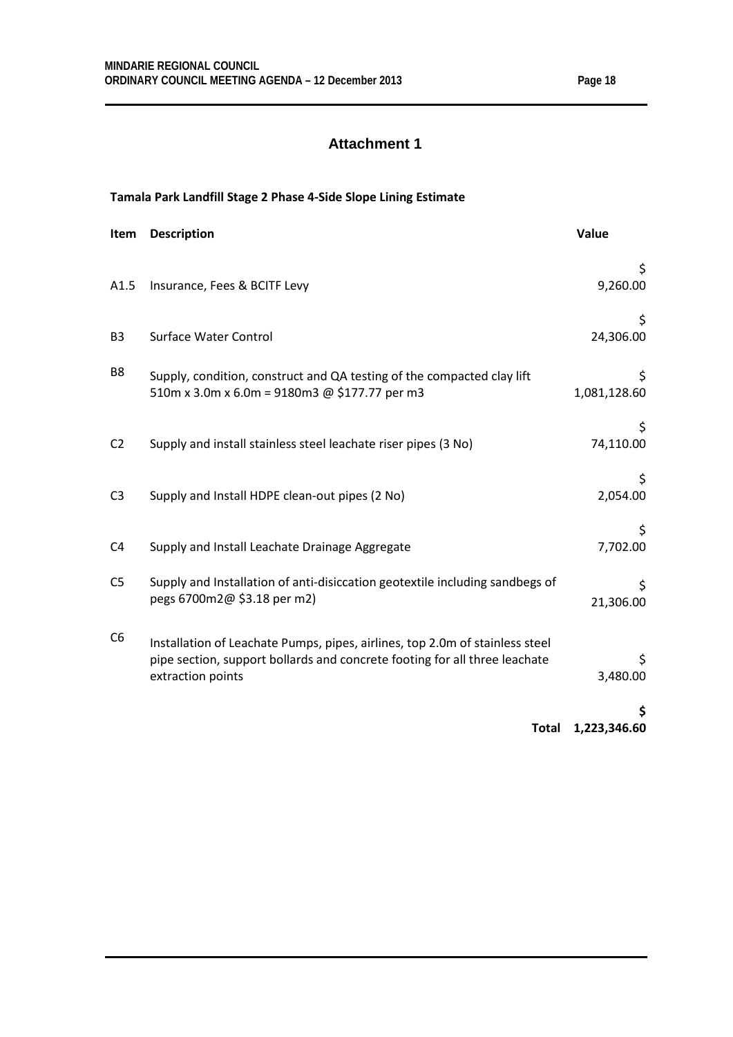## Attachment 1

**Tamala Park Landfill Stage 2 Phase 4-Side Slope Lining Estimate**

| Item | Description | Value |
|---|---|---|
| A1.5 | Insurance, Fees & BCITF Levy | $ 9,260.00 |
| B3 | Surface Water Control | $ 24,306.00 |
| B8 | Supply, condition, construct and QA testing of the compacted clay lift 510m x 3.0m x 6.0m = 9180m3 @ $177.77 per m3 | $ 1,081,128.60 |
| C2 | Supply and install stainless steel leachate riser pipes (3 No) | $ 74,110.00 |
| C3 | Supply and Install HDPE clean-out pipes (2 No) | $ 2,054.00 |
| C4 | Supply and Install Leachate Drainage Aggregate | $ 7,702.00 |
| C5 | Supply and Installation of anti-disiccation geotextile including sandbegs of pegs 6700m2@ $3.18 per m2) | $ 21,306.00 |
| C6 | Installation of Leachate Pumps, pipes, airlines, top 2.0m of stainless steel pipe section, support bollards and concrete footing for all three leachate extraction points | $ 3,480.00 |
| | **Total** | **$ 1,223,346.60** |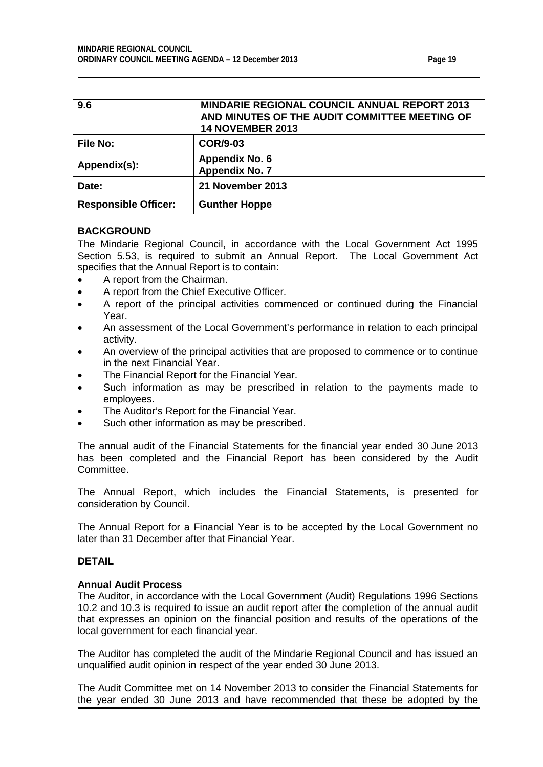| 9.6 | MINDARIE REGIONAL COUNCIL ANNUAL REPORT 2013 AND MINUTES OF THE AUDIT COMMITTEE MEETING OF 14 NOVEMBER 2013 |
|---|---|
| **File No:** | **COR/9-03** |
| **Appendix(s):** | **Appendix No. 6**<br>**Appendix No. 7** |
| **Date:** | **21 November 2013** |
| **Responsible Officer:** | **Gunther Hoppe** |

## BACKGROUND

The Mindarie Regional Council, in accordance with the Local Government Act 1995 Section 5.53, is required to submit an Annual Report. The Local Government Act specifies that the Annual Report is to contain:

- A report from the Chairman.
- A report from the Chief Executive Officer.
- A report of the principal activities commenced or continued during the Financial Year.
- An assessment of the Local Government's performance in relation to each principal activity.
- An overview of the principal activities that are proposed to commence or to continue in the next Financial Year.
- The Financial Report for the Financial Year.
- Such information as may be prescribed in relation to the payments made to employees.
- The Auditor's Report for the Financial Year.
- Such other information as may be prescribed.

The annual audit of the Financial Statements for the financial year ended 30 June 2013 has been completed and the Financial Report has been considered by the Audit Committee.

The Annual Report, which includes the Financial Statements, is presented for consideration by Council.

The Annual Report for a Financial Year is to be accepted by the Local Government no later than 31 December after that Financial Year.

## DETAIL

### Annual Audit Process

The Auditor, in accordance with the Local Government (Audit) Regulations 1996 Sections 10.2 and 10.3 is required to issue an audit report after the completion of the annual audit that expresses an opinion on the financial position and results of the operations of the local government for each financial year.

The Auditor has completed the audit of the Mindarie Regional Council and has issued an unqualified audit opinion in respect of the year ended 30 June 2013.

The Audit Committee met on 14 November 2013 to consider the Financial Statements for the year ended 30 June 2013 and have recommended that these be adopted by the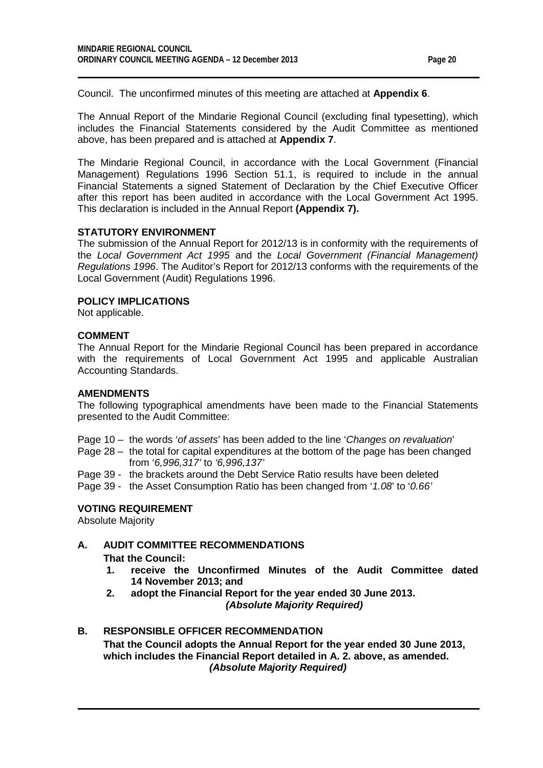Council. The unconfirmed minutes of this meeting are attached at **Appendix 6**.

The Annual Report of the Mindarie Regional Council (excluding final typesetting), which includes the Financial Statements considered by the Audit Committee as mentioned above, has been prepared and is attached at **Appendix 7**.

The Mindarie Regional Council, in accordance with the Local Government (Financial Management) Regulations 1996 Section 51.1, is required to include in the annual Financial Statements a signed Statement of Declaration by the Chief Executive Officer after this report has been audited in accordance with the Local Government Act 1995. This declaration is included in the Annual Report **(Appendix 7).**

**STATUTORY ENVIRONMENT**

The submission of the Annual Report for 2012/13 is in conformity with the requirements of the *Local Government Act 1995* and the *Local Government (Financial Management) Regulations 1996*. The Auditor's Report for 2012/13 conforms with the requirements of the Local Government (Audit) Regulations 1996.

**POLICY IMPLICATIONS**

Not applicable.

**COMMENT**

The Annual Report for the Mindarie Regional Council has been prepared in accordance with the requirements of Local Government Act 1995 and applicable Australian Accounting Standards.

**AMENDMENTS**

The following typographical amendments have been made to the Financial Statements presented to the Audit Committee:

- Page 10 – the words '*of assets*' has been added to the line '*Changes on revaluation*'
- Page 28 – the total for capital expenditures at the bottom of the page has been changed from '*6,996,317'* to *'6,996,137'*
- Page 39 - the brackets around the Debt Service Ratio results have been deleted
- Page 39 - the Asset Consumption Ratio has been changed from '*1.08*' to '*0.66'*

**VOTING REQUIREMENT**

Absolute Majority

**A. AUDIT COMMITTEE RECOMMENDATIONS**

**That the Council:**

1. **receive the Unconfirmed Minutes of the Audit Committee dated 14 November 2013; and**
2. **adopt the Financial Report for the year ended 30 June 2013.**

***(Absolute Majority Required)***

**B. RESPONSIBLE OFFICER RECOMMENDATION**

**That the Council adopts the Annual Report for the year ended 30 June 2013, which includes the Financial Report detailed in A. 2. above, as amended.**

***(Absolute Majority Required)***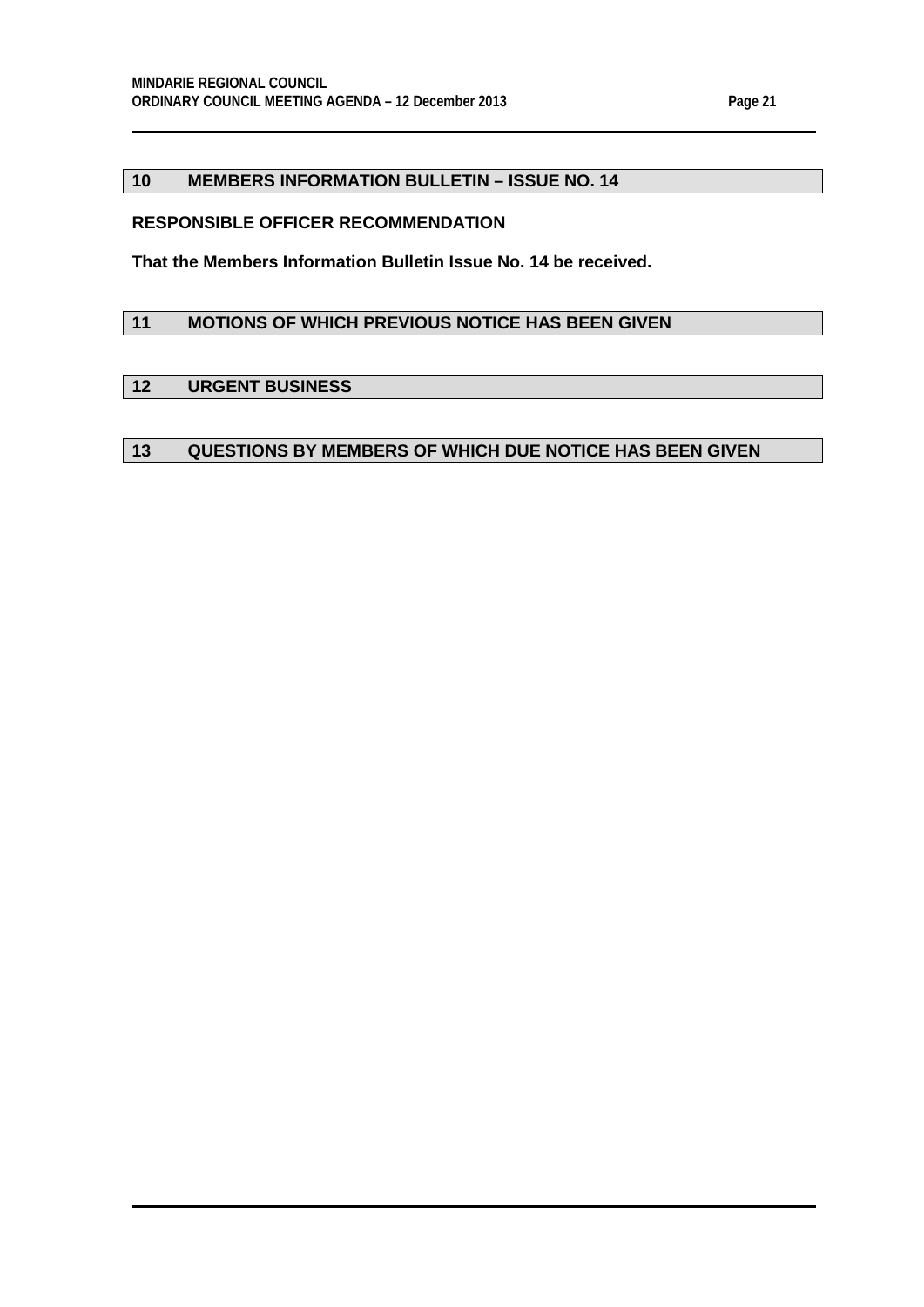## 10 MEMBERS INFORMATION BULLETIN – ISSUE NO. 14

**RESPONSIBLE OFFICER RECOMMENDATION**

**That the Members Information Bulletin Issue No. 14 be received.**

## 11 MOTIONS OF WHICH PREVIOUS NOTICE HAS BEEN GIVEN

## 12 URGENT BUSINESS

## 13 QUESTIONS BY MEMBERS OF WHICH DUE NOTICE HAS BEEN GIVEN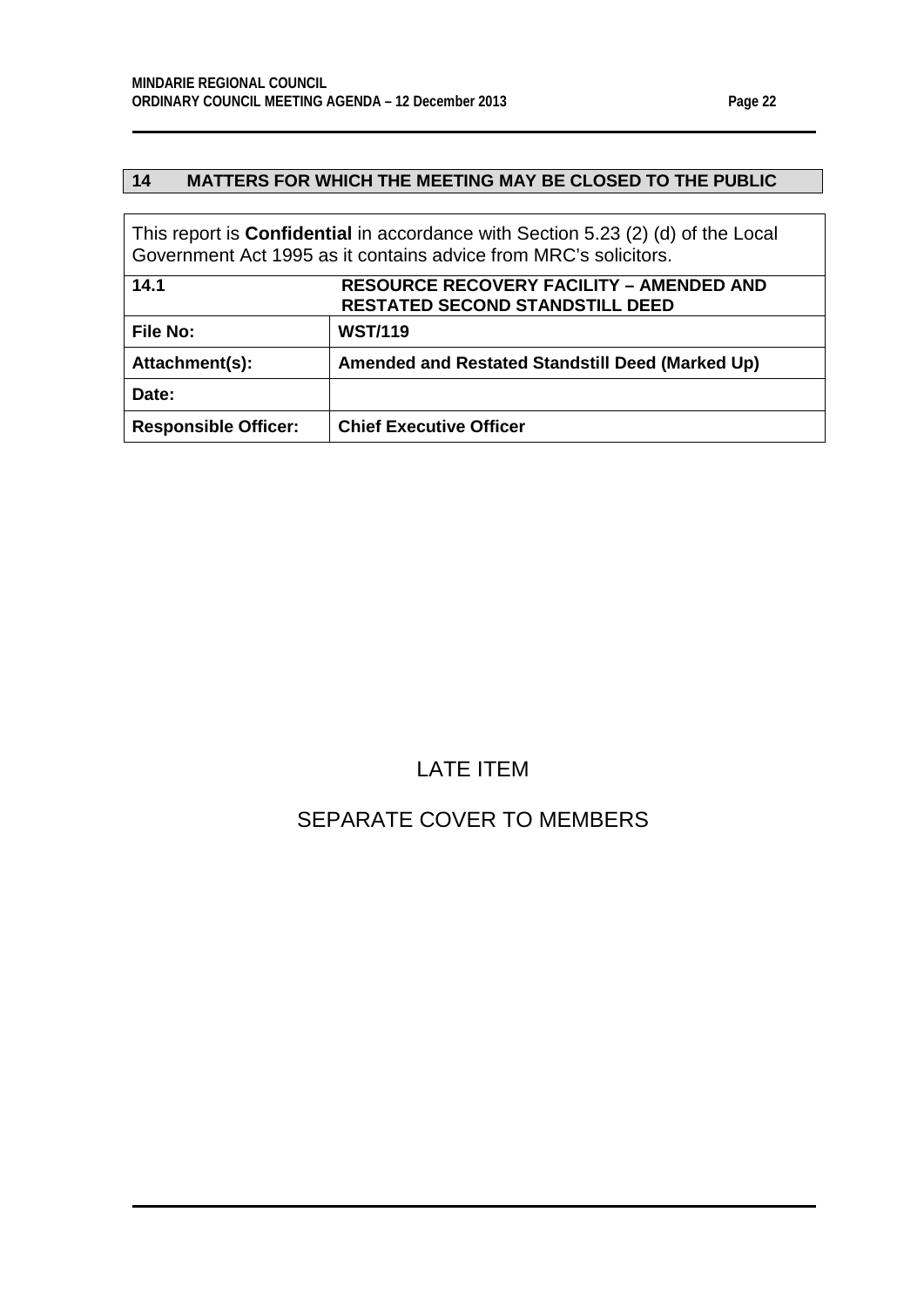## 14 MATTERS FOR WHICH THE MEETING MAY BE CLOSED TO THE PUBLIC

This report is **Confidential** in accordance with Section 5.23 (2) (d) of the Local Government Act 1995 as it contains advice from MRC's solicitors.

| **14.1** | **RESOURCE RECOVERY FACILITY – AMENDED AND RESTATED SECOND STANDSTILL DEED** |
|---|---|
| **File No:** | **WST/119** |
| **Attachment(s):** | **Amended and Restated Standstill Deed (Marked Up)** |
| **Date:** | |
| **Responsible Officer:** | **Chief Executive Officer** |

LATE ITEM

SEPARATE COVER TO MEMBERS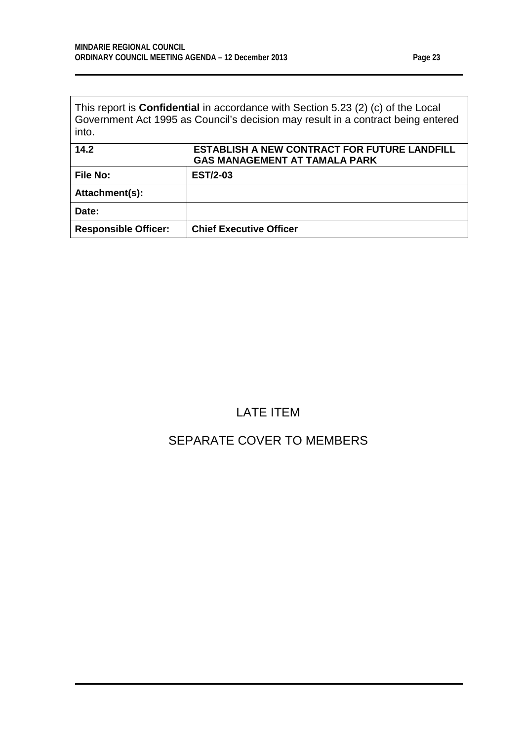This report is **Confidential** in accordance with Section 5.23 (2) (c) of the Local Government Act 1995 as Council's decision may result in a contract being entered into.

| **14.2** | **ESTABLISH A NEW CONTRACT FOR FUTURE LANDFILL GAS MANAGEMENT AT TAMALA PARK** |
|---|---|
| **File No:** | **EST/2-03** |
| **Attachment(s):** | |
| **Date:** | |
| **Responsible Officer:** | **Chief Executive Officer** |

LATE ITEM

SEPARATE COVER TO MEMBERS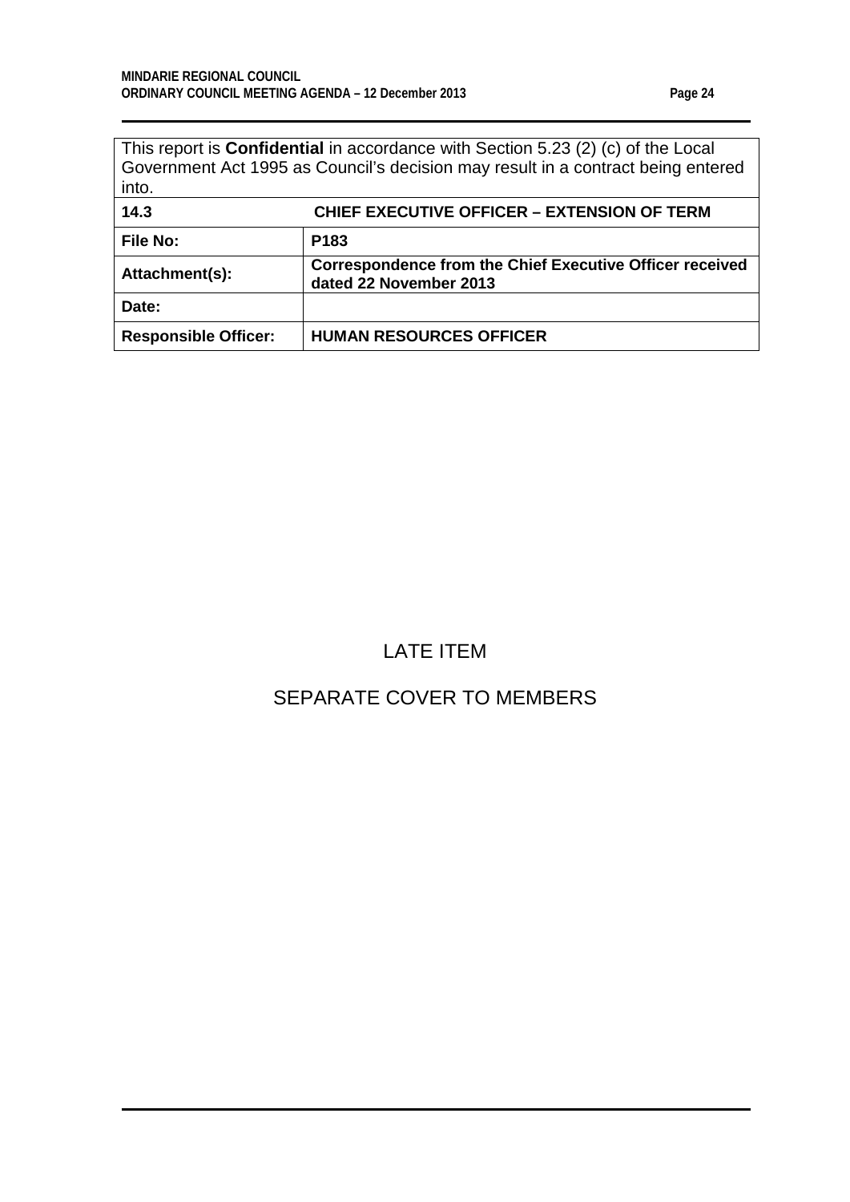| This report is **Confidential** in accordance with Section 5.23 (2) (c) of the Local Government Act 1995 as Council's decision may result in a contract being entered into. | |
|---|---|
| **14.3** | **CHIEF EXECUTIVE OFFICER – EXTENSION OF TERM** |
| **File No:** | **P183** |
| **Attachment(s):** | **Correspondence from the Chief Executive Officer received dated 22 November 2013** |
| **Date:** | |
| **Responsible Officer:** | **HUMAN RESOURCES OFFICER** |

LATE ITEM

SEPARATE COVER TO MEMBERS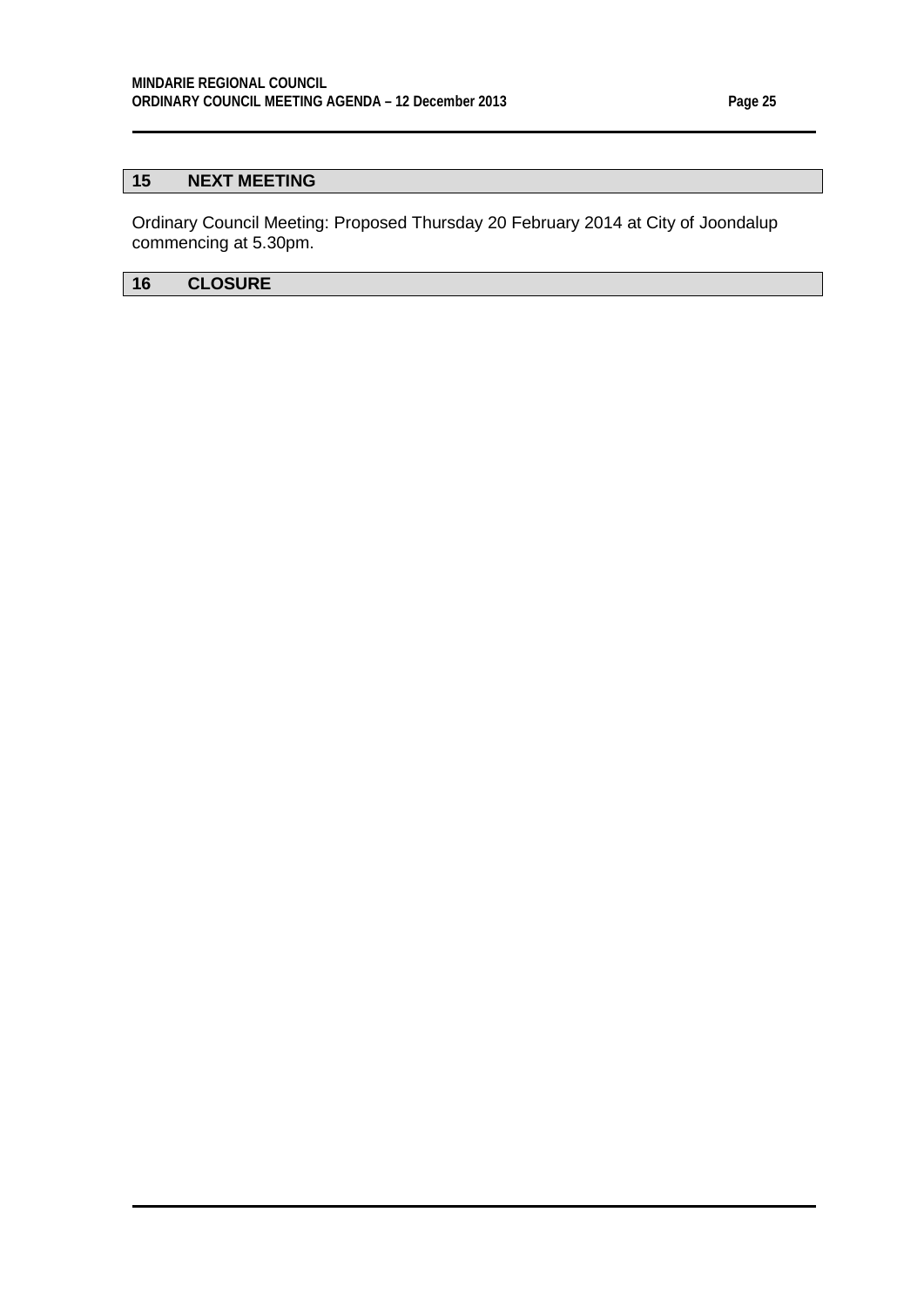## 15 NEXT MEETING

Ordinary Council Meeting: Proposed Thursday 20 February 2014 at City of Joondalup commencing at 5.30pm.

## 16 CLOSURE